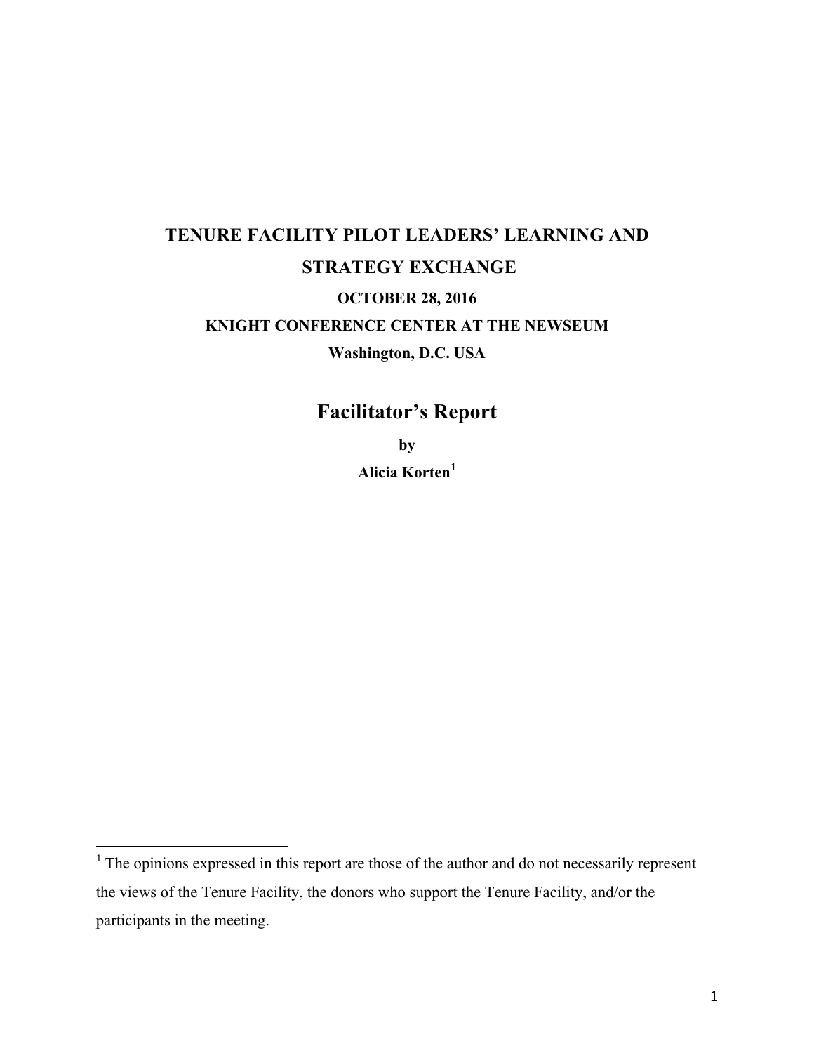# TENURE FACILITY PILOT LEADERS' LEARNING AND STRATEGY EXCHANGE

**OCTOBER 28, 2016**

**KNIGHT CONFERENCE CENTER AT THE NEWSEUM**

**Washington, D.C. USA**

## Facilitator's Report

**by**

**Alicia Korten[1]**

[1] The opinions expressed in this report are those of the author and do not necessarily represent the views of the Tenure Facility, the donors who support the Tenure Facility, and/or the participants in the meeting.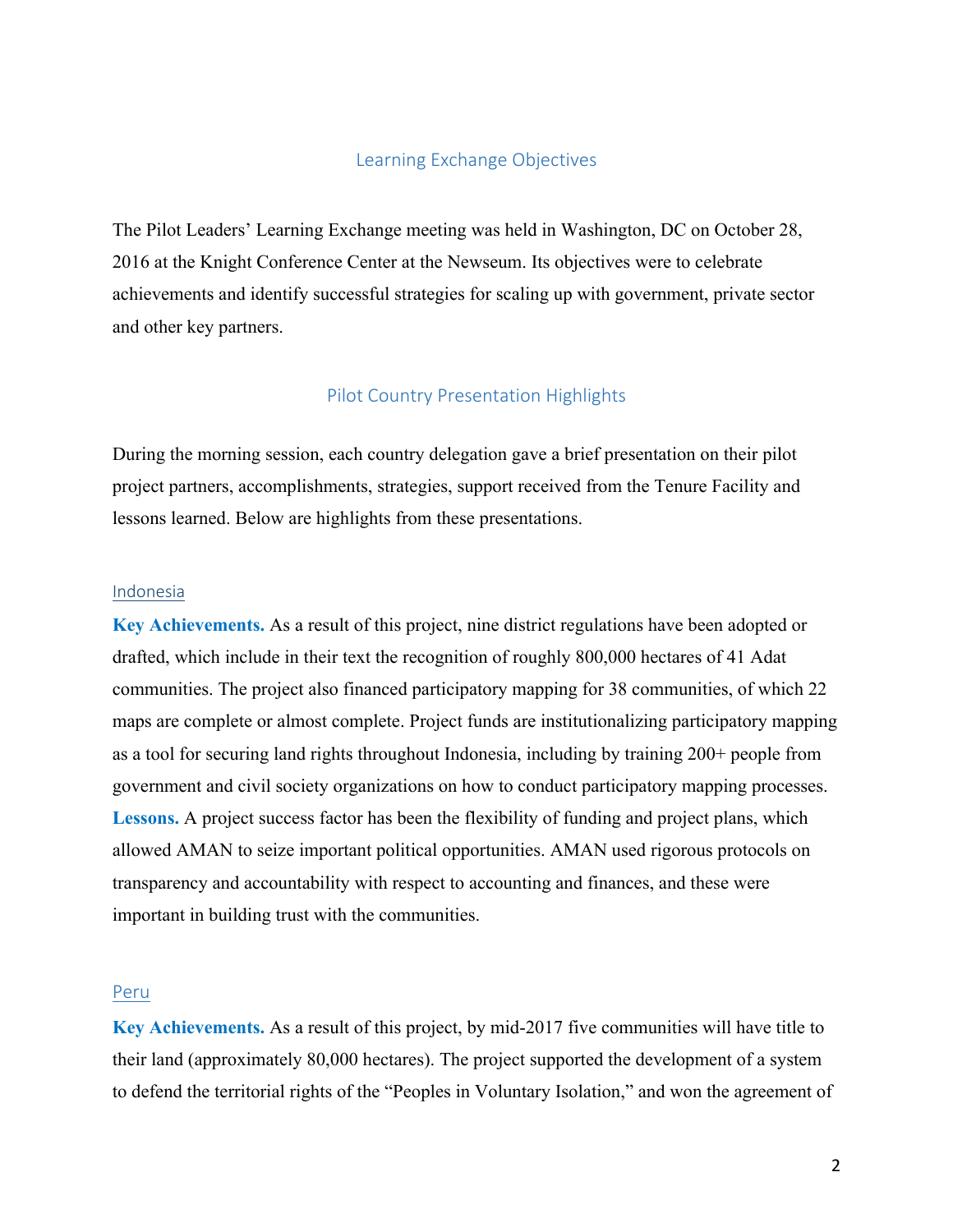## Learning Exchange Objectives

The Pilot Leaders' Learning Exchange meeting was held in Washington, DC on October 28, 2016 at the Knight Conference Center at the Newseum. Its objectives were to celebrate achievements and identify successful strategies for scaling up with government, private sector and other key partners.

## Pilot Country Presentation Highlights

During the morning session, each country delegation gave a brief presentation on their pilot project partners, accomplishments, strategies, support received from the Tenure Facility and lessons learned. Below are highlights from these presentations.

### Indonesia

**Key Achievements.** As a result of this project, nine district regulations have been adopted or drafted, which include in their text the recognition of roughly 800,000 hectares of 41 Adat communities. The project also financed participatory mapping for 38 communities, of which 22 maps are complete or almost complete. Project funds are institutionalizing participatory mapping as a tool for securing land rights throughout Indonesia, including by training 200+ people from government and civil society organizations on how to conduct participatory mapping processes. **Lessons.** A project success factor has been the flexibility of funding and project plans, which allowed AMAN to seize important political opportunities. AMAN used rigorous protocols on transparency and accountability with respect to accounting and finances, and these were important in building trust with the communities.

### Peru

**Key Achievements.** As a result of this project, by mid-2017 five communities will have title to their land (approximately 80,000 hectares). The project supported the development of a system to defend the territorial rights of the "Peoples in Voluntary Isolation," and won the agreement of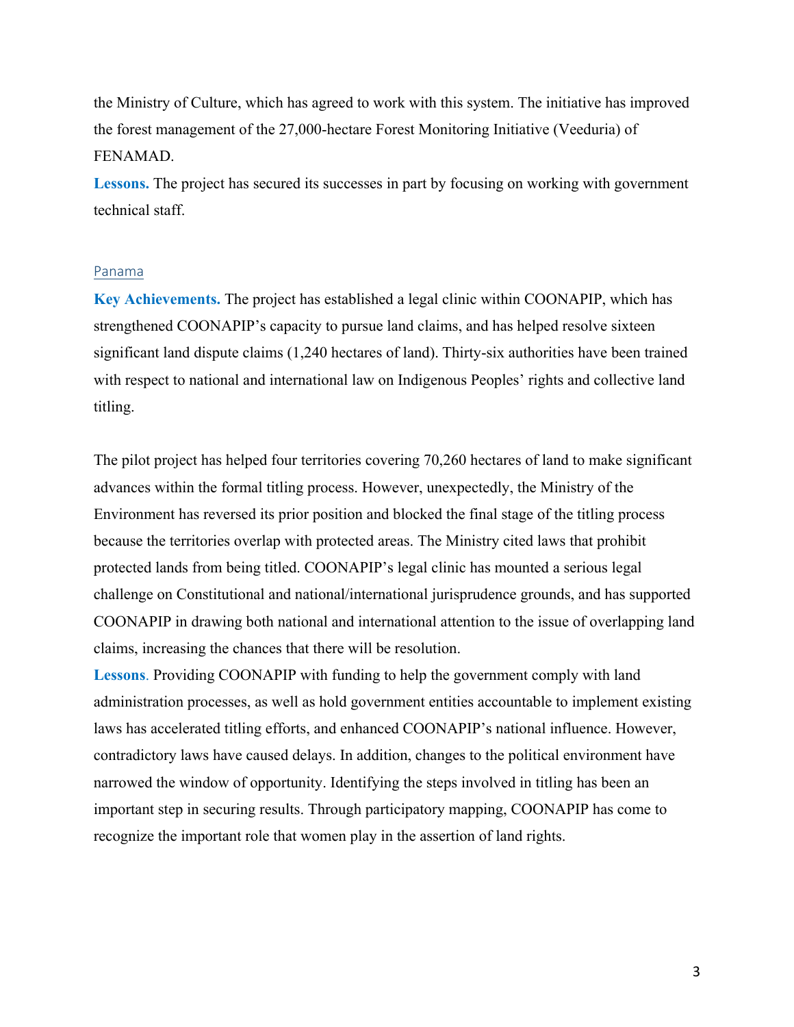the Ministry of Culture, which has agreed to work with this system. The initiative has improved the forest management of the 27,000-hectare Forest Monitoring Initiative (Veeduria) of FENAMAD.

**Lessons.** The project has secured its successes in part by focusing on working with government technical staff.

### Panama

**Key Achievements.** The project has established a legal clinic within COONAPIP, which has strengthened COONAPIP's capacity to pursue land claims, and has helped resolve sixteen significant land dispute claims (1,240 hectares of land). Thirty-six authorities have been trained with respect to national and international law on Indigenous Peoples' rights and collective land titling.

The pilot project has helped four territories covering 70,260 hectares of land to make significant advances within the formal titling process. However, unexpectedly, the Ministry of the Environment has reversed its prior position and blocked the final stage of the titling process because the territories overlap with protected areas. The Ministry cited laws that prohibit protected lands from being titled. COONAPIP's legal clinic has mounted a serious legal challenge on Constitutional and national/international jurisprudence grounds, and has supported COONAPIP in drawing both national and international attention to the issue of overlapping land claims, increasing the chances that there will be resolution.

**Lessons**. Providing COONAPIP with funding to help the government comply with land administration processes, as well as hold government entities accountable to implement existing laws has accelerated titling efforts, and enhanced COONAPIP's national influence. However, contradictory laws have caused delays. In addition, changes to the political environment have narrowed the window of opportunity. Identifying the steps involved in titling has been an important step in securing results. Through participatory mapping, COONAPIP has come to recognize the important role that women play in the assertion of land rights.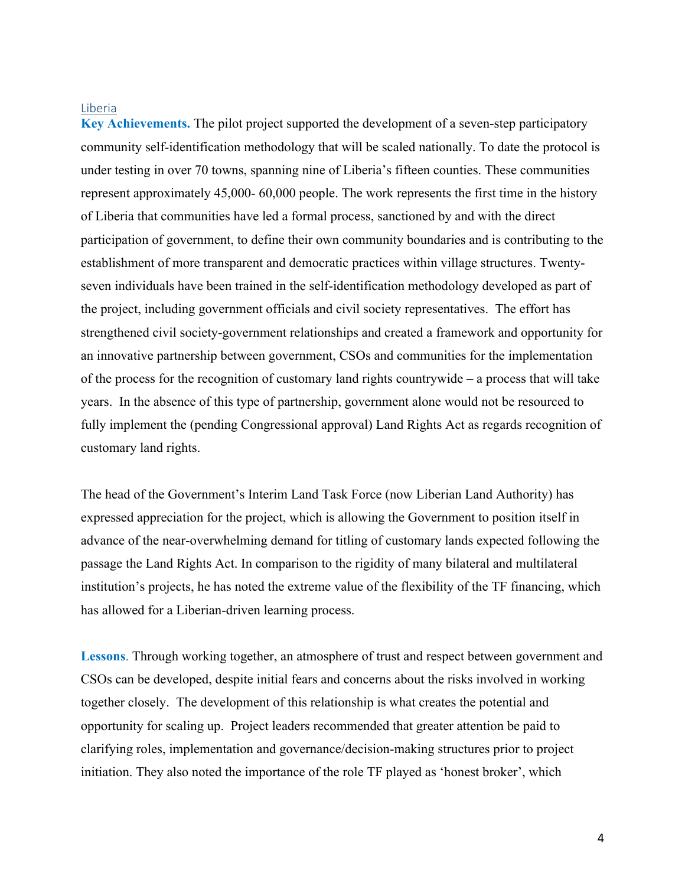## Liberia

**Key Achievements.** The pilot project supported the development of a seven-step participatory community self-identification methodology that will be scaled nationally. To date the protocol is under testing in over 70 towns, spanning nine of Liberia's fifteen counties. These communities represent approximately 45,000- 60,000 people. The work represents the first time in the history of Liberia that communities have led a formal process, sanctioned by and with the direct participation of government, to define their own community boundaries and is contributing to the establishment of more transparent and democratic practices within village structures. Twenty-seven individuals have been trained in the self-identification methodology developed as part of the project, including government officials and civil society representatives. The effort has strengthened civil society-government relationships and created a framework and opportunity for an innovative partnership between government, CSOs and communities for the implementation of the process for the recognition of customary land rights countrywide – a process that will take years. In the absence of this type of partnership, government alone would not be resourced to fully implement the (pending Congressional approval) Land Rights Act as regards recognition of customary land rights.

The head of the Government's Interim Land Task Force (now Liberian Land Authority) has expressed appreciation for the project, which is allowing the Government to position itself in advance of the near-overwhelming demand for titling of customary lands expected following the passage the Land Rights Act. In comparison to the rigidity of many bilateral and multilateral institution's projects, he has noted the extreme value of the flexibility of the TF financing, which has allowed for a Liberian-driven learning process.

**Lessons**. Through working together, an atmosphere of trust and respect between government and CSOs can be developed, despite initial fears and concerns about the risks involved in working together closely. The development of this relationship is what creates the potential and opportunity for scaling up. Project leaders recommended that greater attention be paid to clarifying roles, implementation and governance/decision-making structures prior to project initiation. They also noted the importance of the role TF played as 'honest broker', which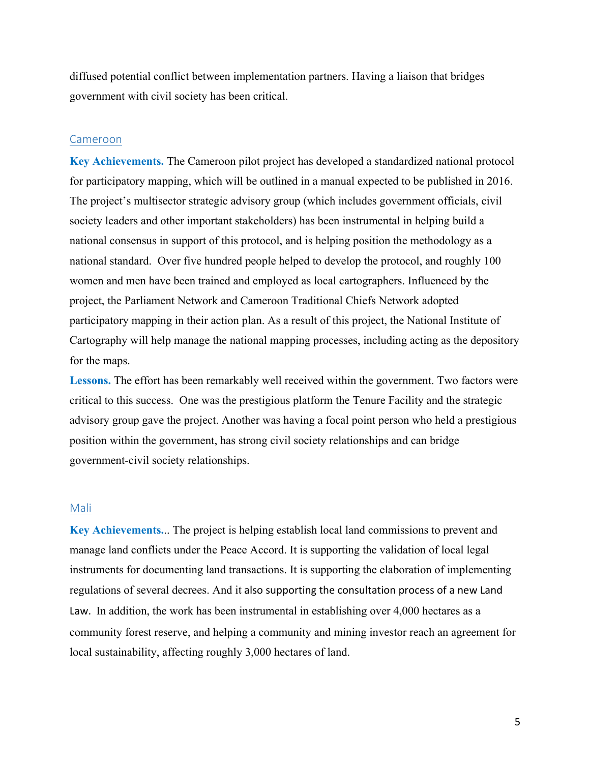diffused potential conflict between implementation partners. Having a liaison that bridges government with civil society has been critical.

## Cameroon

**Key Achievements.** The Cameroon pilot project has developed a standardized national protocol for participatory mapping, which will be outlined in a manual expected to be published in 2016. The project's multisector strategic advisory group (which includes government officials, civil society leaders and other important stakeholders) has been instrumental in helping build a national consensus in support of this protocol, and is helping position the methodology as a national standard. Over five hundred people helped to develop the protocol, and roughly 100 women and men have been trained and employed as local cartographers. Influenced by the project, the Parliament Network and Cameroon Traditional Chiefs Network adopted participatory mapping in their action plan. As a result of this project, the National Institute of Cartography will help manage the national mapping processes, including acting as the depository for the maps.

**Lessons.** The effort has been remarkably well received within the government. Two factors were critical to this success. One was the prestigious platform the Tenure Facility and the strategic advisory group gave the project. Another was having a focal point person who held a prestigious position within the government, has strong civil society relationships and can bridge government-civil society relationships.

## Mali

**Key Achievements..** The project is helping establish local land commissions to prevent and manage land conflicts under the Peace Accord. It is supporting the validation of local legal instruments for documenting land transactions. It is supporting the elaboration of implementing regulations of several decrees. And it also supporting the consultation process of a new Land Law. In addition, the work has been instrumental in establishing over 4,000 hectares as a community forest reserve, and helping a community and mining investor reach an agreement for local sustainability, affecting roughly 3,000 hectares of land.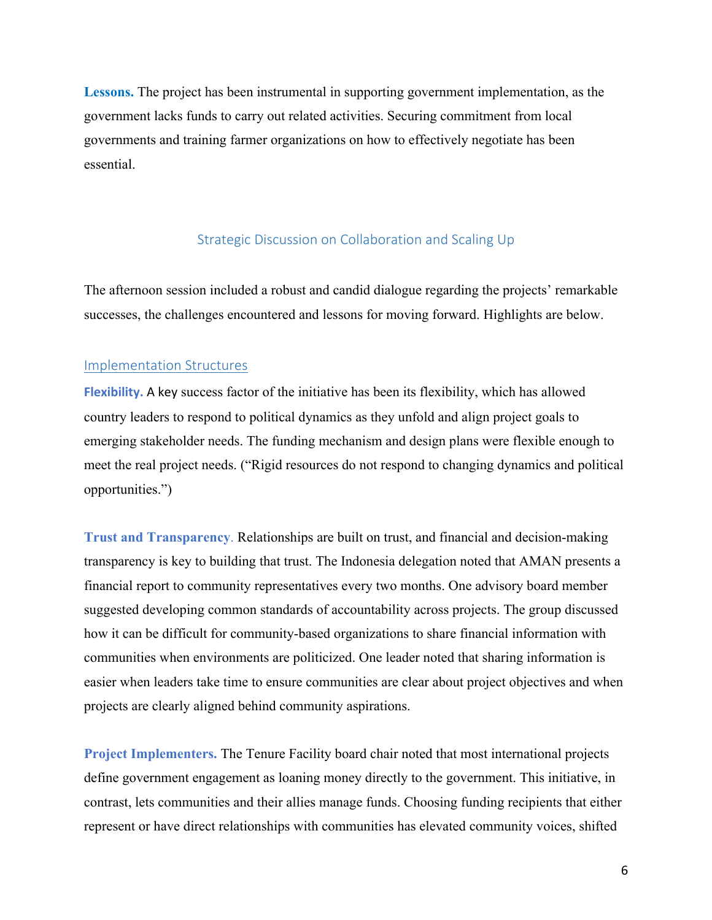**Lessons.** The project has been instrumental in supporting government implementation, as the government lacks funds to carry out related activities. Securing commitment from local governments and training farmer organizations on how to effectively negotiate has been essential.

## Strategic Discussion on Collaboration and Scaling Up

The afternoon session included a robust and candid dialogue regarding the projects' remarkable successes, the challenges encountered and lessons for moving forward. Highlights are below.

### Implementation Structures

**Flexibility.** A key success factor of the initiative has been its flexibility, which has allowed country leaders to respond to political dynamics as they unfold and align project goals to emerging stakeholder needs. The funding mechanism and design plans were flexible enough to meet the real project needs. ("Rigid resources do not respond to changing dynamics and political opportunities.")

**Trust and Transparency**. Relationships are built on trust, and financial and decision-making transparency is key to building that trust. The Indonesia delegation noted that AMAN presents a financial report to community representatives every two months. One advisory board member suggested developing common standards of accountability across projects. The group discussed how it can be difficult for community-based organizations to share financial information with communities when environments are politicized. One leader noted that sharing information is easier when leaders take time to ensure communities are clear about project objectives and when projects are clearly aligned behind community aspirations.

**Project Implementers.** The Tenure Facility board chair noted that most international projects define government engagement as loaning money directly to the government. This initiative, in contrast, lets communities and their allies manage funds. Choosing funding recipients that either represent or have direct relationships with communities has elevated community voices, shifted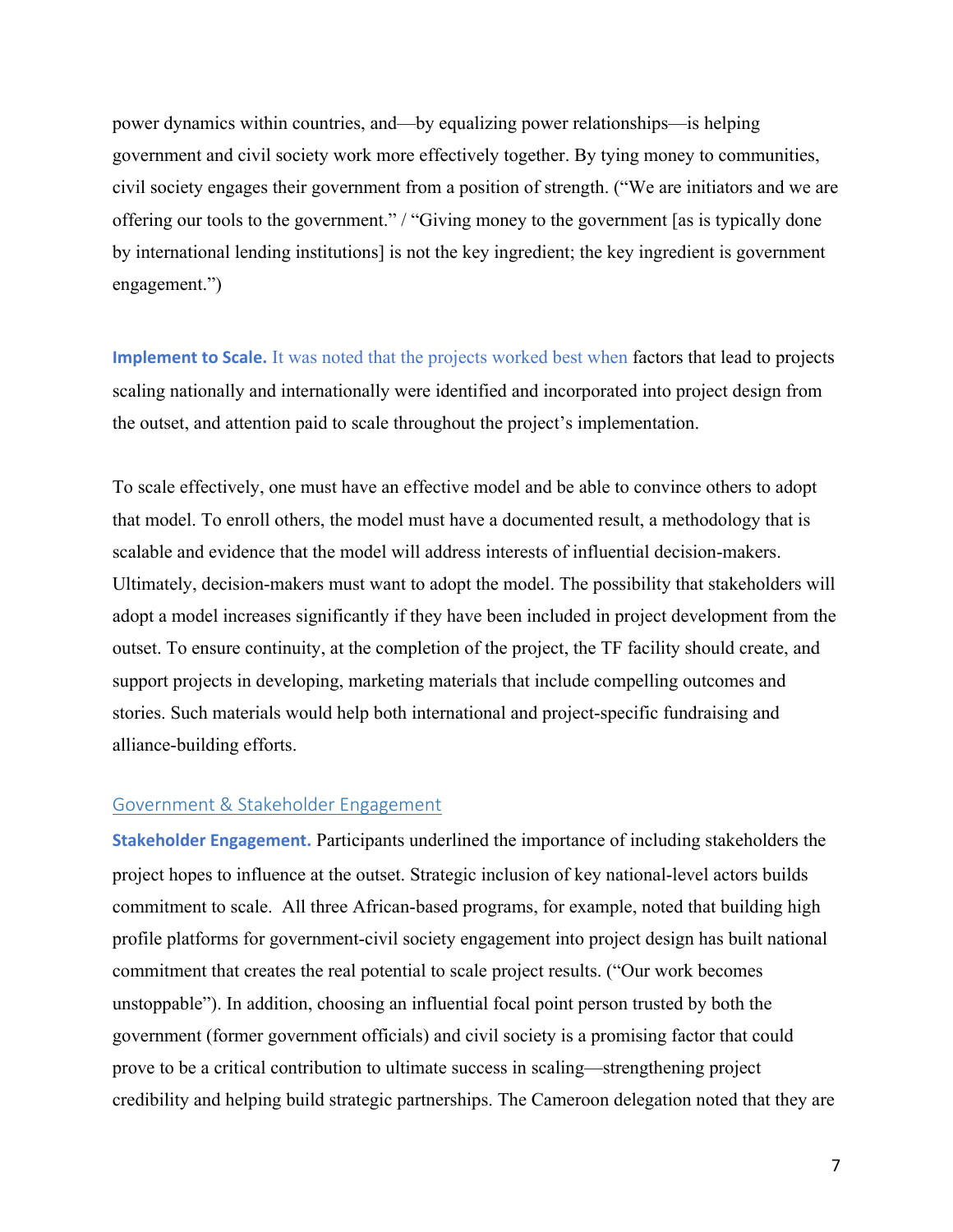power dynamics within countries, and—by equalizing power relationships—is helping government and civil society work more effectively together. By tying money to communities, civil society engages their government from a position of strength. ("We are initiators and we are offering our tools to the government." / "Giving money to the government [as is typically done by international lending institutions] is not the key ingredient; the key ingredient is government engagement.")

**Implement to Scale.** It was noted that the projects worked best when factors that lead to projects scaling nationally and internationally were identified and incorporated into project design from the outset, and attention paid to scale throughout the project's implementation.

To scale effectively, one must have an effective model and be able to convince others to adopt that model. To enroll others, the model must have a documented result, a methodology that is scalable and evidence that the model will address interests of influential decision-makers. Ultimately, decision-makers must want to adopt the model. The possibility that stakeholders will adopt a model increases significantly if they have been included in project development from the outset. To ensure continuity, at the completion of the project, the TF facility should create, and support projects in developing, marketing materials that include compelling outcomes and stories. Such materials would help both international and project-specific fundraising and alliance-building efforts.

## Government & Stakeholder Engagement

**Stakeholder Engagement.** Participants underlined the importance of including stakeholders the project hopes to influence at the outset. Strategic inclusion of key national-level actors builds commitment to scale. All three African-based programs, for example, noted that building high profile platforms for government-civil society engagement into project design has built national commitment that creates the real potential to scale project results. ("Our work becomes unstoppable"). In addition, choosing an influential focal point person trusted by both the government (former government officials) and civil society is a promising factor that could prove to be a critical contribution to ultimate success in scaling—strengthening project credibility and helping build strategic partnerships. The Cameroon delegation noted that they are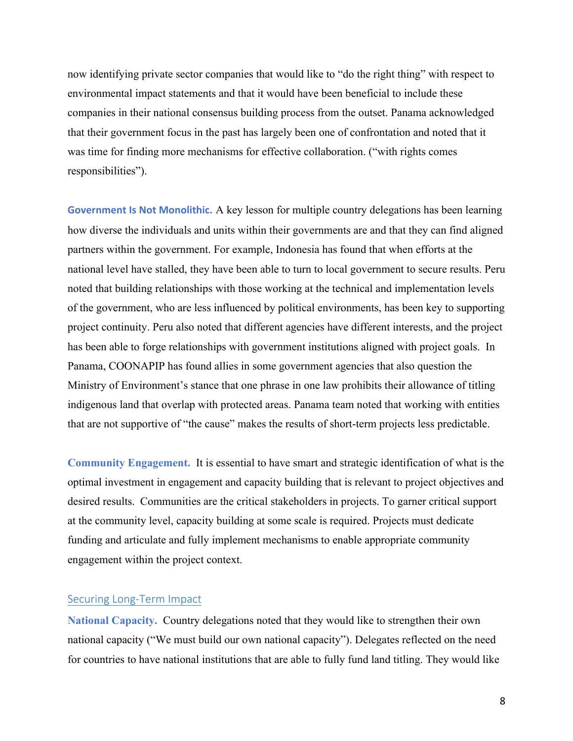now identifying private sector companies that would like to "do the right thing" with respect to environmental impact statements and that it would have been beneficial to include these companies in their national consensus building process from the outset. Panama acknowledged that their government focus in the past has largely been one of confrontation and noted that it was time for finding more mechanisms for effective collaboration. ("with rights comes responsibilities").

**Government Is Not Monolithic.** A key lesson for multiple country delegations has been learning how diverse the individuals and units within their governments are and that they can find aligned partners within the government. For example, Indonesia has found that when efforts at the national level have stalled, they have been able to turn to local government to secure results. Peru noted that building relationships with those working at the technical and implementation levels of the government, who are less influenced by political environments, has been key to supporting project continuity. Peru also noted that different agencies have different interests, and the project has been able to forge relationships with government institutions aligned with project goals. In Panama, COONAPIP has found allies in some government agencies that also question the Ministry of Environment's stance that one phrase in one law prohibits their allowance of titling indigenous land that overlap with protected areas. Panama team noted that working with entities that are not supportive of "the cause" makes the results of short-term projects less predictable.

**Community Engagement.** It is essential to have smart and strategic identification of what is the optimal investment in engagement and capacity building that is relevant to project objectives and desired results. Communities are the critical stakeholders in projects. To garner critical support at the community level, capacity building at some scale is required. Projects must dedicate funding and articulate and fully implement mechanisms to enable appropriate community engagement within the project context.

## Securing Long-Term Impact

**National Capacity.** Country delegations noted that they would like to strengthen their own national capacity ("We must build our own national capacity"). Delegates reflected on the need for countries to have national institutions that are able to fully fund land titling. They would like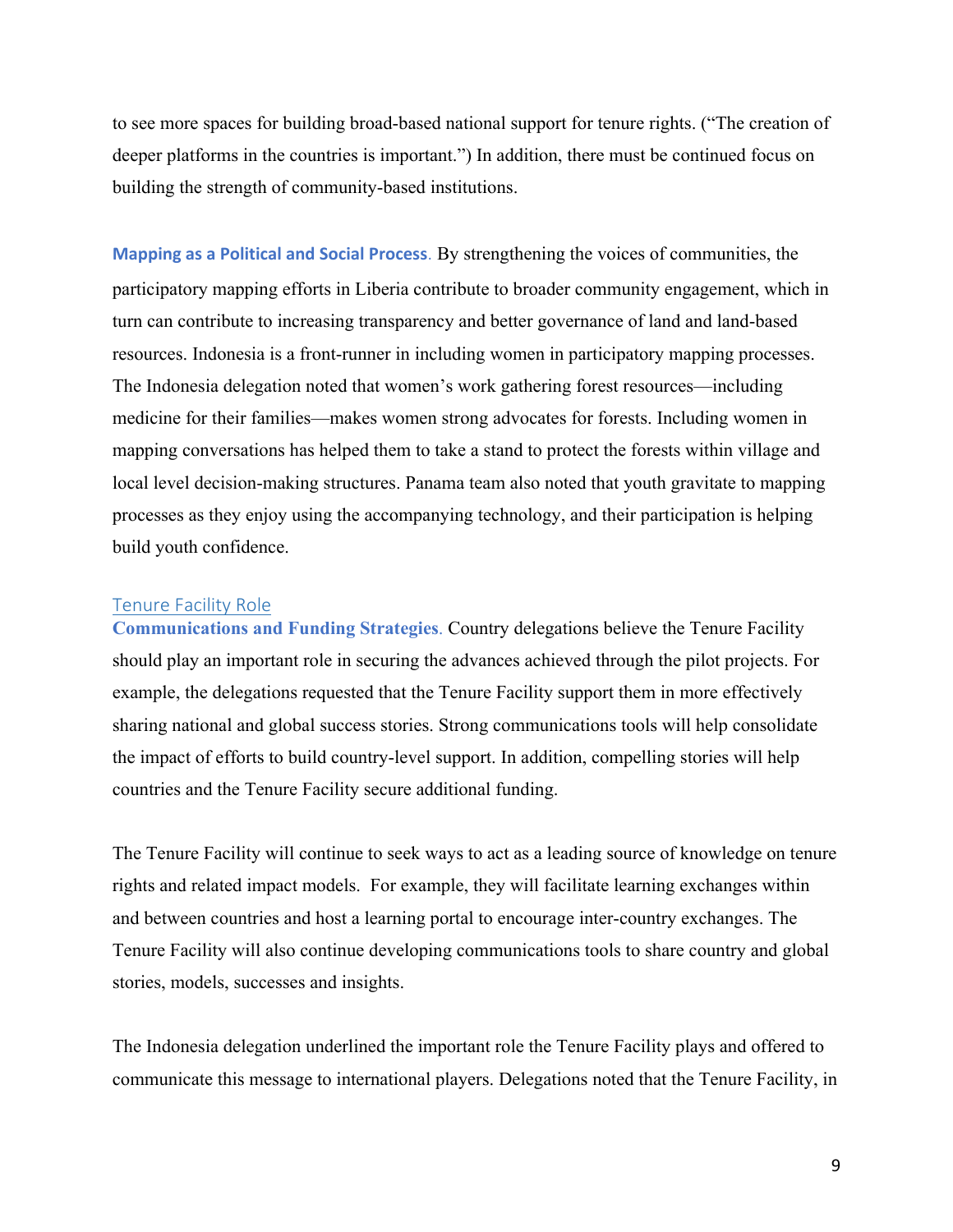to see more spaces for building broad-based national support for tenure rights. ("The creation of deeper platforms in the countries is important.") In addition, there must be continued focus on building the strength of community-based institutions.

**Mapping as a Political and Social Process**. By strengthening the voices of communities, the participatory mapping efforts in Liberia contribute to broader community engagement, which in turn can contribute to increasing transparency and better governance of land and land-based resources. Indonesia is a front-runner in including women in participatory mapping processes. The Indonesia delegation noted that women's work gathering forest resources—including medicine for their families—makes women strong advocates for forests. Including women in mapping conversations has helped them to take a stand to protect the forests within village and local level decision-making structures. Panama team also noted that youth gravitate to mapping processes as they enjoy using the accompanying technology, and their participation is helping build youth confidence.

## Tenure Facility Role

**Communications and Funding Strategies**. Country delegations believe the Tenure Facility should play an important role in securing the advances achieved through the pilot projects. For example, the delegations requested that the Tenure Facility support them in more effectively sharing national and global success stories. Strong communications tools will help consolidate the impact of efforts to build country-level support. In addition, compelling stories will help countries and the Tenure Facility secure additional funding.

The Tenure Facility will continue to seek ways to act as a leading source of knowledge on tenure rights and related impact models. For example, they will facilitate learning exchanges within and between countries and host a learning portal to encourage inter-country exchanges. The Tenure Facility will also continue developing communications tools to share country and global stories, models, successes and insights.

The Indonesia delegation underlined the important role the Tenure Facility plays and offered to communicate this message to international players. Delegations noted that the Tenure Facility, in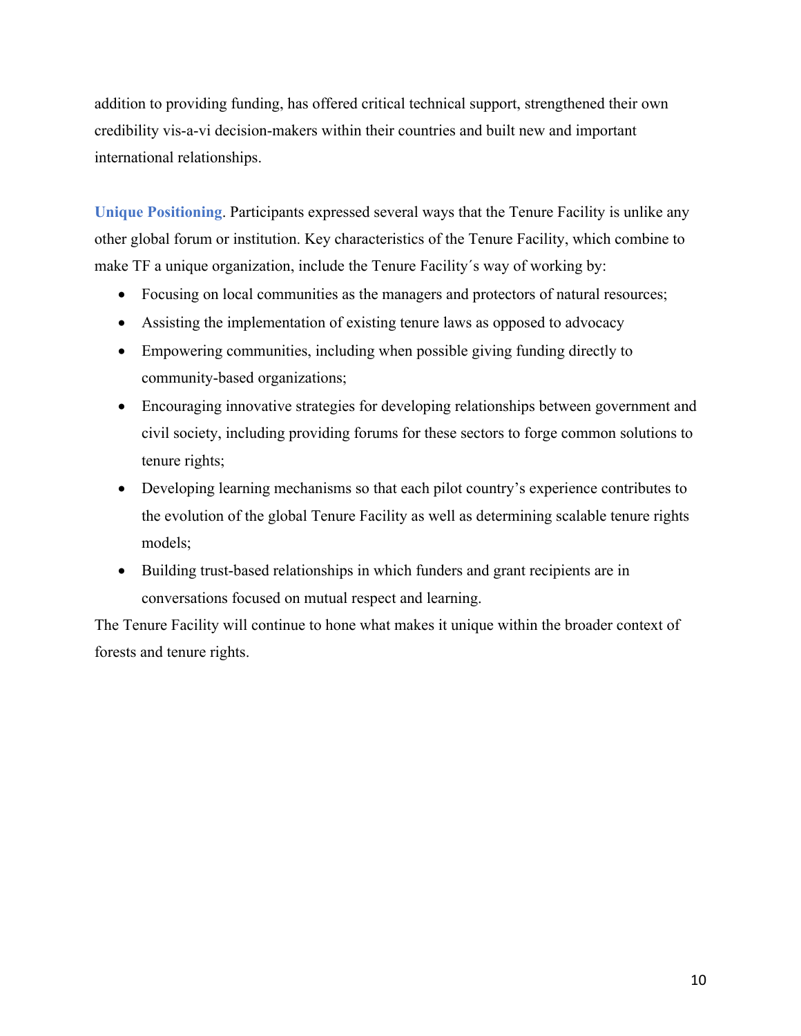addition to providing funding, has offered critical technical support, strengthened their own credibility vis-a-vi decision-makers within their countries and built new and important international relationships.

**Unique Positioning**. Participants expressed several ways that the Tenure Facility is unlike any other global forum or institution. Key characteristics of the Tenure Facility, which combine to make TF a unique organization, include the Tenure Facility´s way of working by:

- Focusing on local communities as the managers and protectors of natural resources;
- Assisting the implementation of existing tenure laws as opposed to advocacy
- Empowering communities, including when possible giving funding directly to community-based organizations;
- Encouraging innovative strategies for developing relationships between government and civil society, including providing forums for these sectors to forge common solutions to tenure rights;
- Developing learning mechanisms so that each pilot country's experience contributes to the evolution of the global Tenure Facility as well as determining scalable tenure rights models;
- Building trust-based relationships in which funders and grant recipients are in conversations focused on mutual respect and learning.

The Tenure Facility will continue to hone what makes it unique within the broader context of forests and tenure rights.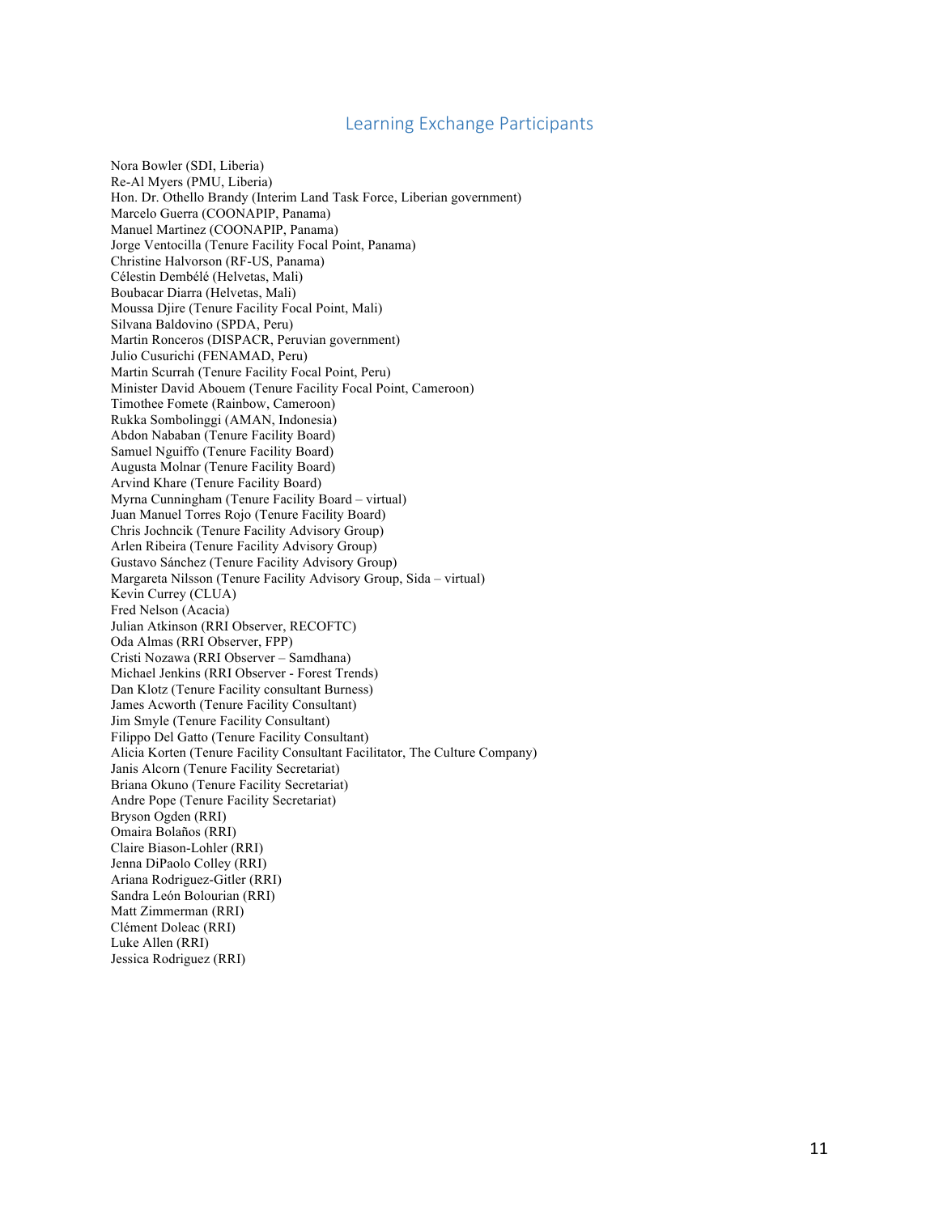## Learning Exchange Participants

Nora Bowler (SDI, Liberia)
Re-Al Myers (PMU, Liberia)
Hon. Dr. Othello Brandy (Interim Land Task Force, Liberian government)
Marcelo Guerra (COONAPIP, Panama)
Manuel Martinez (COONAPIP, Panama)
Jorge Ventocilla (Tenure Facility Focal Point, Panama)
Christine Halvorson (RF-US, Panama)
Célestin Dembélé (Helvetas, Mali)
Boubacar Diarra (Helvetas, Mali)
Moussa Djire (Tenure Facility Focal Point, Mali)
Silvana Baldovino (SPDA, Peru)
Martin Ronceros (DISPACR, Peruvian government)
Julio Cusurichi (FENAMAD, Peru)
Martin Scurrah (Tenure Facility Focal Point, Peru)
Minister David Abouem (Tenure Facility Focal Point, Cameroon)
Timothee Fomete (Rainbow, Cameroon)
Rukka Sombolinggi (AMAN, Indonesia)
Abdon Nababan (Tenure Facility Board)
Samuel Nguiffo (Tenure Facility Board)
Augusta Molnar (Tenure Facility Board)
Arvind Khare (Tenure Facility Board)
Myrna Cunningham (Tenure Facility Board – virtual)
Juan Manuel Torres Rojo (Tenure Facility Board)
Chris Jochncik (Tenure Facility Advisory Group)
Arlen Ribeira (Tenure Facility Advisory Group)
Gustavo Sánchez (Tenure Facility Advisory Group)
Margareta Nilsson (Tenure Facility Advisory Group, Sida – virtual)
Kevin Currey (CLUA)
Fred Nelson (Acacia)
Julian Atkinson (RRI Observer, RECOFTC)
Oda Almas (RRI Observer, FPP)
Cristi Nozawa (RRI Observer – Samdhana)
Michael Jenkins (RRI Observer - Forest Trends)
Dan Klotz (Tenure Facility consultant Burness)
James Acworth (Tenure Facility Consultant)
Jim Smyle (Tenure Facility Consultant)
Filippo Del Gatto (Tenure Facility Consultant)
Alicia Korten (Tenure Facility Consultant Facilitator, The Culture Company)
Janis Alcorn (Tenure Facility Secretariat)
Briana Okuno (Tenure Facility Secretariat)
Andre Pope (Tenure Facility Secretariat)
Bryson Ogden (RRI)
Omaira Bolaños (RRI)
Claire Biason-Lohler (RRI)
Jenna DiPaolo Colley (RRI)
Ariana Rodriguez-Gitler (RRI)
Sandra León Bolourian (RRI)
Matt Zimmerman (RRI)
Clément Doleac (RRI)
Luke Allen (RRI)
Jessica Rodriguez (RRI)